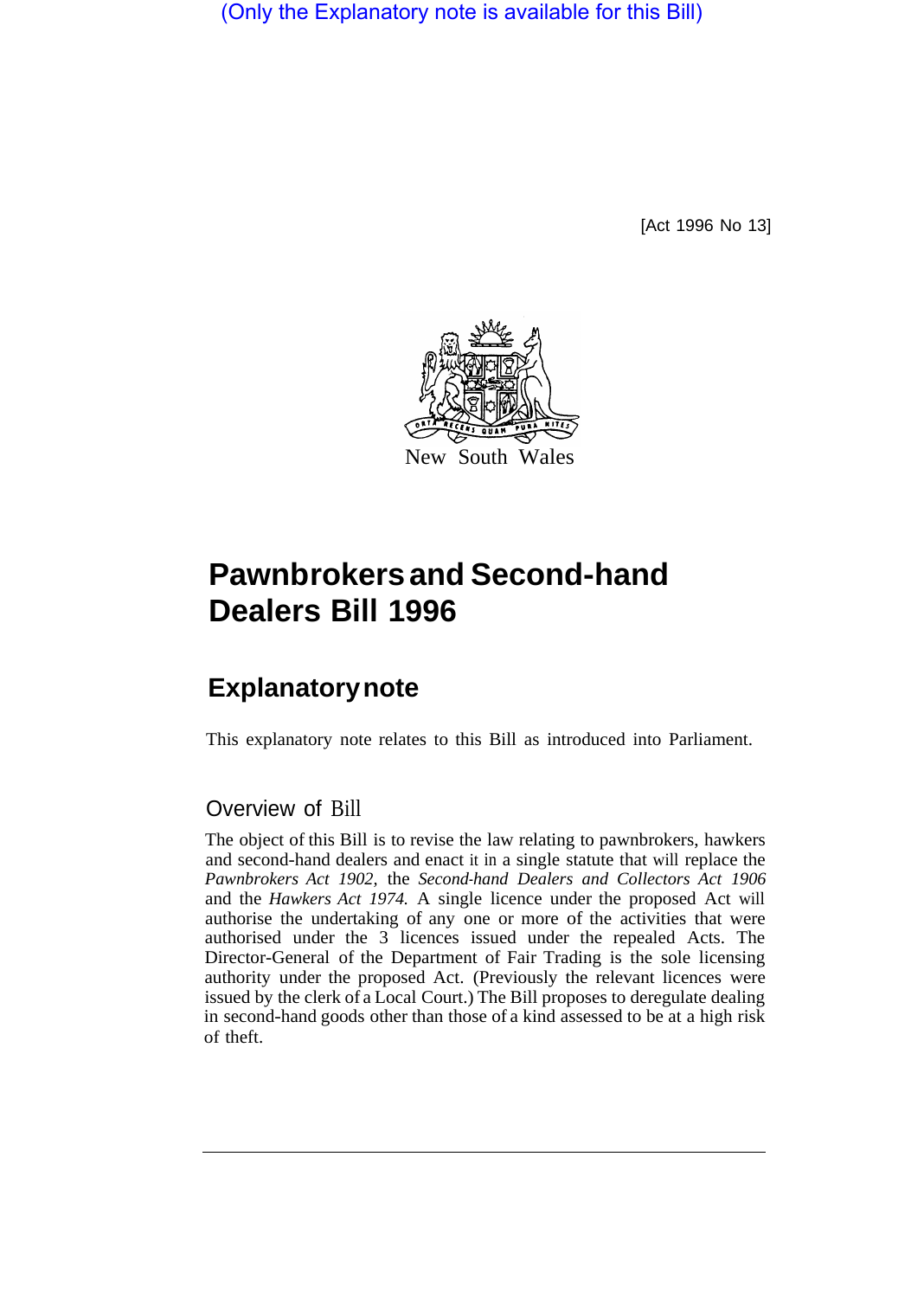(Only the Explanatory note is available for this Bill)

[Act 1996 No 13]

New South Wales

# Pawnbrokers and Second-hand Dealers Bill 1996

## Explanatory note

This explanatory note relates to this Bill as introduced into Parliament.

### Overview of Bill

The object of this Bill is to revise the law relating to pawnbrokers, hawkers and second-hand dealers and enact it in a single statute that will replace the *Pawnbrokers Act 1902,* the *Second-hand Dealers and Collectors Act 1906* and the *Hawkers Act 1974.* A single licence under the proposed Act will authorise the undertaking of any one or more of the activities that were authorised under the 3 licences issued under the repealed Acts. The Director-General of the Department of Fair Trading is the sole licensing authority under the proposed Act. (Previously the relevant licences were issued by the clerk of a Local Court.) The Bill proposes to deregulate dealing in second-hand goods other than those of a kind assessed to be at a high risk of theft.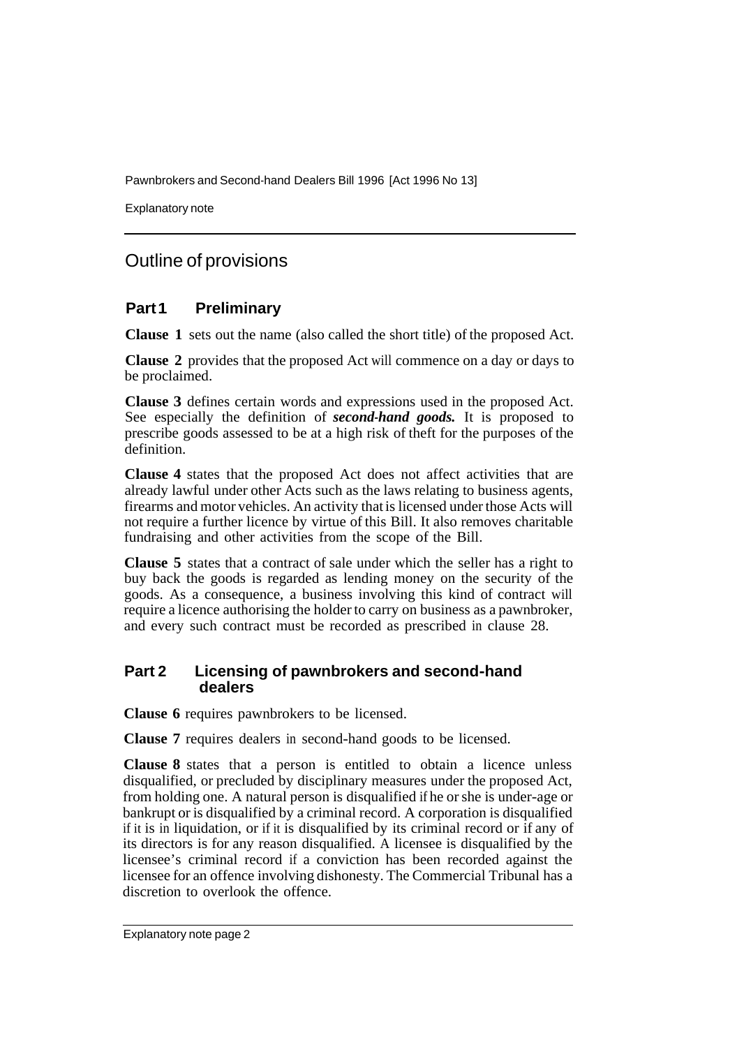## Outline of provisions

### Part 1 Preliminary

**Clause 1** sets out the name (also called the short title) of the proposed Act.

**Clause 2** provides that the proposed Act will commence on a day or days to be proclaimed.

**Clause 3** defines certain words and expressions used in the proposed Act. See especially the definition of ***second-hand goods.*** It is proposed to prescribe goods assessed to be at a high risk of theft for the purposes of the definition.

**Clause 4** states that the proposed Act does not affect activities that are already lawful under other Acts such as the laws relating to business agents, firearms and motor vehicles. An activity that is licensed under those Acts will not require a further licence by virtue of this Bill. It also removes charitable fundraising and other activities from the scope of the Bill.

**Clause 5** states that a contract of sale under which the seller has a right to buy back the goods is regarded as lending money on the security of the goods. As a consequence, a business involving this kind of contract will require a licence authorising the holder to carry on business as a pawnbroker, and every such contract must be recorded as prescribed in clause 28.

### Part 2 Licensing of pawnbrokers and second-hand dealers

**Clause 6** requires pawnbrokers to be licensed.

**Clause 7** requires dealers in second-hand goods to be licensed.

**Clause 8** states that a person is entitled to obtain a licence unless disqualified, or precluded by disciplinary measures under the proposed Act, from holding one. A natural person is disqualified if he or she is under-age or bankrupt or is disqualified by a criminal record. A corporation is disqualified if it is in liquidation, or if it is disqualified by its criminal record or if any of its directors is for any reason disqualified. A licensee is disqualified by the licensee's criminal record if a conviction has been recorded against the licensee for an offence involving dishonesty. The Commercial Tribunal has a discretion to overlook the offence.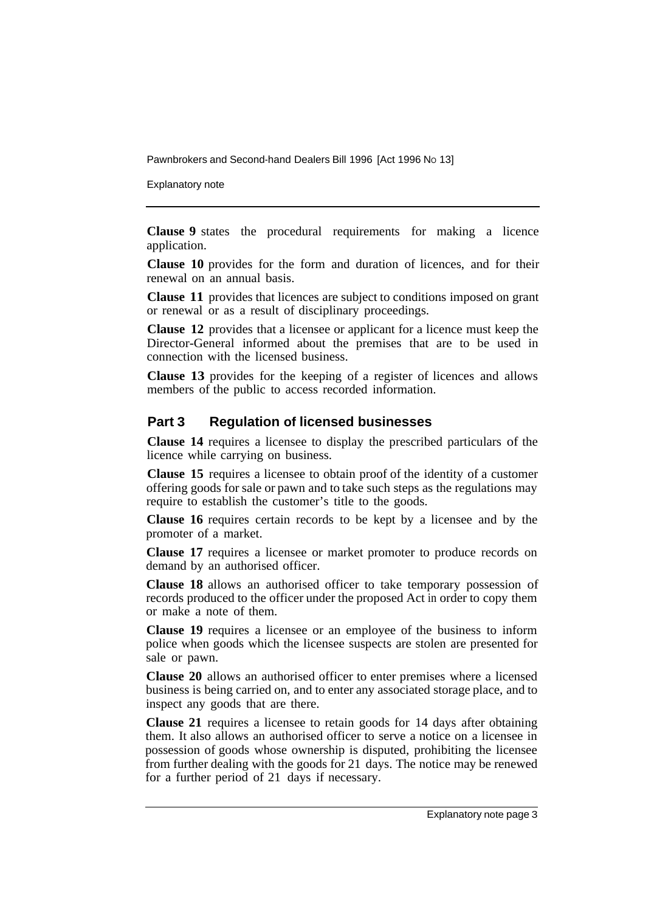**Clause 9** states the procedural requirements for making a licence application.

**Clause 10** provides for the form and duration of licences, and for their renewal on an annual basis.

**Clause 11** provides that licences are subject to conditions imposed on grant or renewal or as a result of disciplinary proceedings.

**Clause 12** provides that a licensee or applicant for a licence must keep the Director-General informed about the premises that are to be used in connection with the licensed business.

**Clause 13** provides for the keeping of a register of licences and allows members of the public to access recorded information.

## Part 3 Regulation of licensed businesses

**Clause 14** requires a licensee to display the prescribed particulars of the licence while carrying on business.

**Clause 15** requires a licensee to obtain proof of the identity of a customer offering goods for sale or pawn and to take such steps as the regulations may require to establish the customer's title to the goods.

**Clause 16** requires certain records to be kept by a licensee and by the promoter of a market.

**Clause 17** requires a licensee or market promoter to produce records on demand by an authorised officer.

**Clause 18** allows an authorised officer to take temporary possession of records produced to the officer under the proposed Act in order to copy them or make a note of them.

**Clause 19** requires a licensee or an employee of the business to inform police when goods which the licensee suspects are stolen are presented for sale or pawn.

**Clause 20** allows an authorised officer to enter premises where a licensed business is being carried on, and to enter any associated storage place, and to inspect any goods that are there.

**Clause 21** requires a licensee to retain goods for 14 days after obtaining them. It also allows an authorised officer to serve a notice on a licensee in possession of goods whose ownership is disputed, prohibiting the licensee from further dealing with the goods for 21 days. The notice may be renewed for a further period of 21 days if necessary.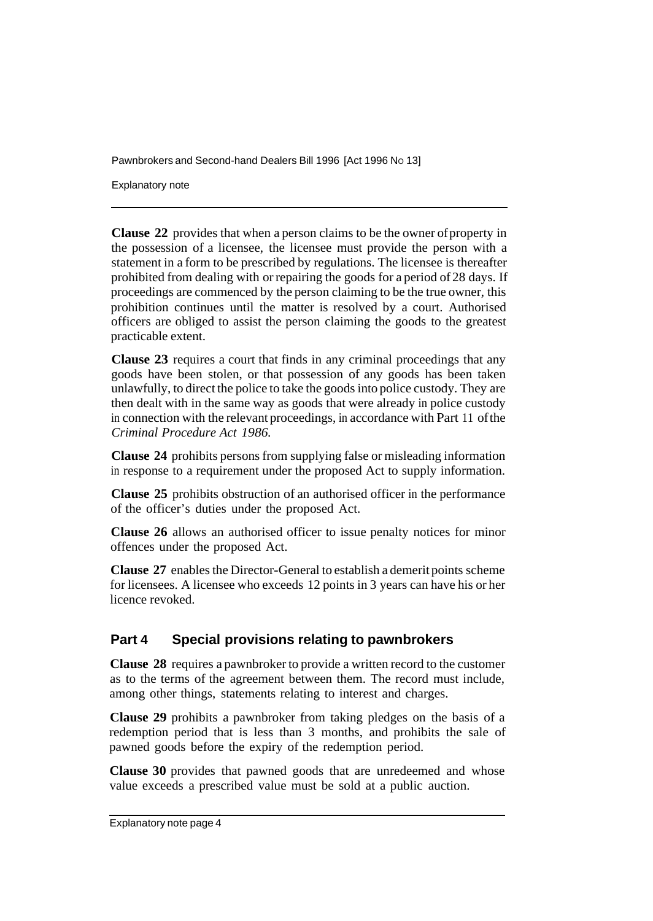**Clause 22** provides that when a person claims to be the owner of property in the possession of a licensee, the licensee must provide the person with a statement in a form to be prescribed by regulations. The licensee is thereafter prohibited from dealing with or repairing the goods for a period of 28 days. If proceedings are commenced by the person claiming to be the true owner, this prohibition continues until the matter is resolved by a court. Authorised officers are obliged to assist the person claiming the goods to the greatest practicable extent.

**Clause 23** requires a court that finds in any criminal proceedings that any goods have been stolen, or that possession of any goods has been taken unlawfully, to direct the police to take the goods into police custody. They are then dealt with in the same way as goods that were already in police custody in connection with the relevant proceedings, in accordance with Part 11 of the *Criminal Procedure Act 1986.*

**Clause 24** prohibits persons from supplying false or misleading information in response to a requirement under the proposed Act to supply information.

**Clause 25** prohibits obstruction of an authorised officer in the performance of the officer's duties under the proposed Act.

**Clause 26** allows an authorised officer to issue penalty notices for minor offences under the proposed Act.

**Clause 27** enables the Director-General to establish a demerit points scheme for licensees. A licensee who exceeds 12 points in 3 years can have his or her licence revoked.

## Part 4 Special provisions relating to pawnbrokers

**Clause 28** requires a pawnbroker to provide a written record to the customer as to the terms of the agreement between them. The record must include, among other things, statements relating to interest and charges.

**Clause 29** prohibits a pawnbroker from taking pledges on the basis of a redemption period that is less than 3 months, and prohibits the sale of pawned goods before the expiry of the redemption period.

**Clause 30** provides that pawned goods that are unredeemed and whose value exceeds a prescribed value must be sold at a public auction.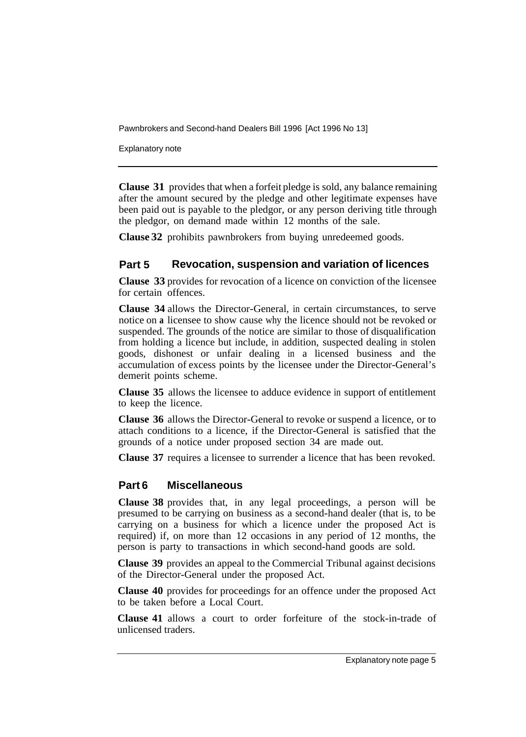**Clause 31** provides that when a forfeit pledge is sold, any balance remaining after the amount secured by the pledge and other legitimate expenses have been paid out is payable to the pledgor, or any person deriving title through the pledgor, on demand made within 12 months of the sale.

**Clause 32** prohibits pawnbrokers from buying unredeemed goods.

## Part 5 Revocation, suspension and variation of licences

**Clause 33** provides for revocation of a licence on conviction of the licensee for certain offences.

**Clause 34** allows the Director-General, in certain circumstances, to serve notice on a licensee to show cause why the licence should not be revoked or suspended. The grounds of the notice are similar to those of disqualification from holding a licence but include, in addition, suspected dealing in stolen goods, dishonest or unfair dealing in a licensed business and the accumulation of excess points by the licensee under the Director-General's demerit points scheme.

**Clause 35** allows the licensee to adduce evidence in support of entitlement to keep the licence.

**Clause 36** allows the Director-General to revoke or suspend a licence, or to attach conditions to a licence, if the Director-General is satisfied that the grounds of a notice under proposed section 34 are made out.

**Clause 37** requires a licensee to surrender a licence that has been revoked.

## Part 6 Miscellaneous

**Clause 38** provides that, in any legal proceedings, a person will be presumed to be carrying on business as a second-hand dealer (that is, to be carrying on a business for which a licence under the proposed Act is required) if, on more than 12 occasions in any period of 12 months, the person is party to transactions in which second-hand goods are sold.

**Clause 39** provides an appeal to the Commercial Tribunal against decisions of the Director-General under the proposed Act.

**Clause 40** provides for proceedings for an offence under the proposed Act to be taken before a Local Court.

**Clause 41** allows a court to order forfeiture of the stock-in-trade of unlicensed traders.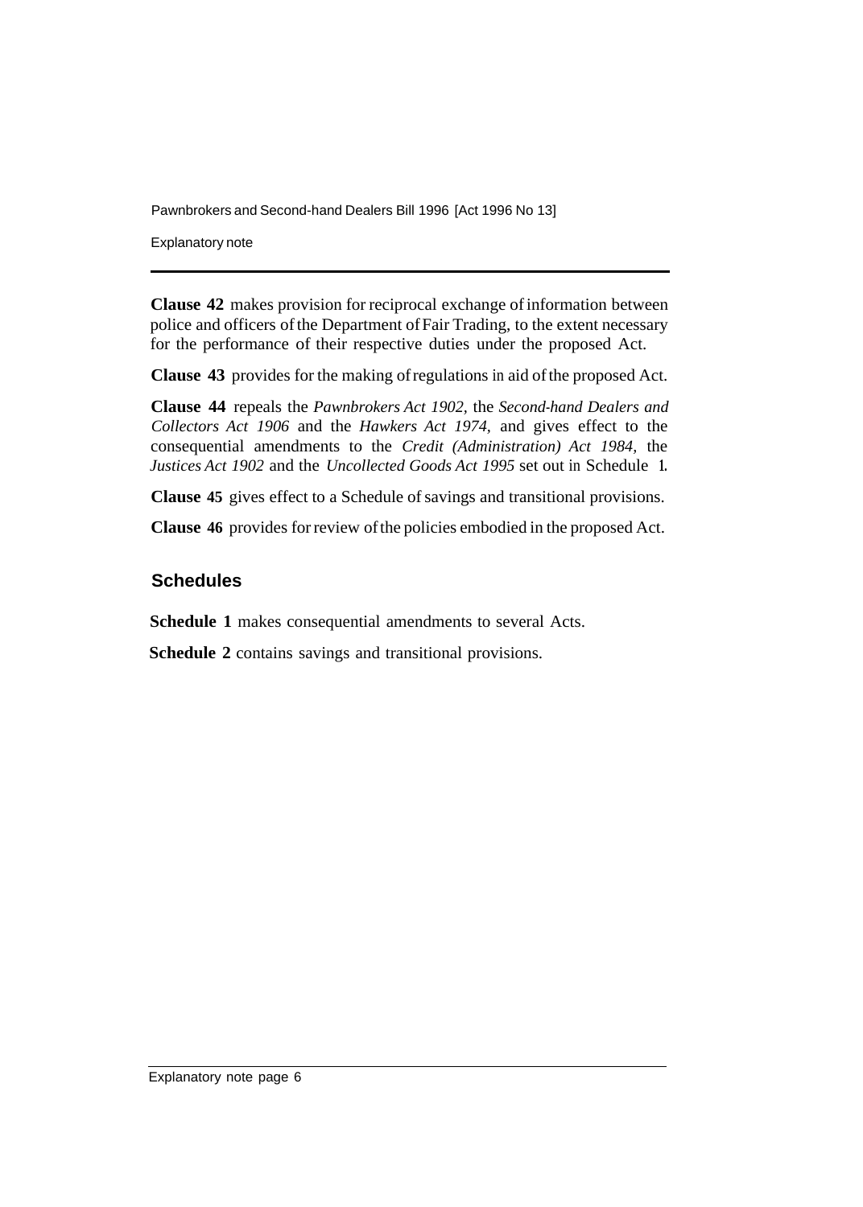**Clause 42** makes provision for reciprocal exchange of information between police and officers of the Department of Fair Trading, to the extent necessary for the performance of their respective duties under the proposed Act.

**Clause 43** provides for the making of regulations in aid of the proposed Act.

**Clause 44** repeals the *Pawnbrokers Act 1902,* the *Second-hand Dealers and Collectors Act 1906* and the *Hawkers Act 1974,* and gives effect to the consequential amendments to the *Credit (Administration) Act 1984,* the *Justices Act 1902* and the *Uncollected Goods Act 1995* set out in Schedule 1.

**Clause 45** gives effect to a Schedule of savings and transitional provisions.

**Clause 46** provides for review of the policies embodied in the proposed Act.

## Schedules

**Schedule 1** makes consequential amendments to several Acts.

**Schedule 2** contains savings and transitional provisions.